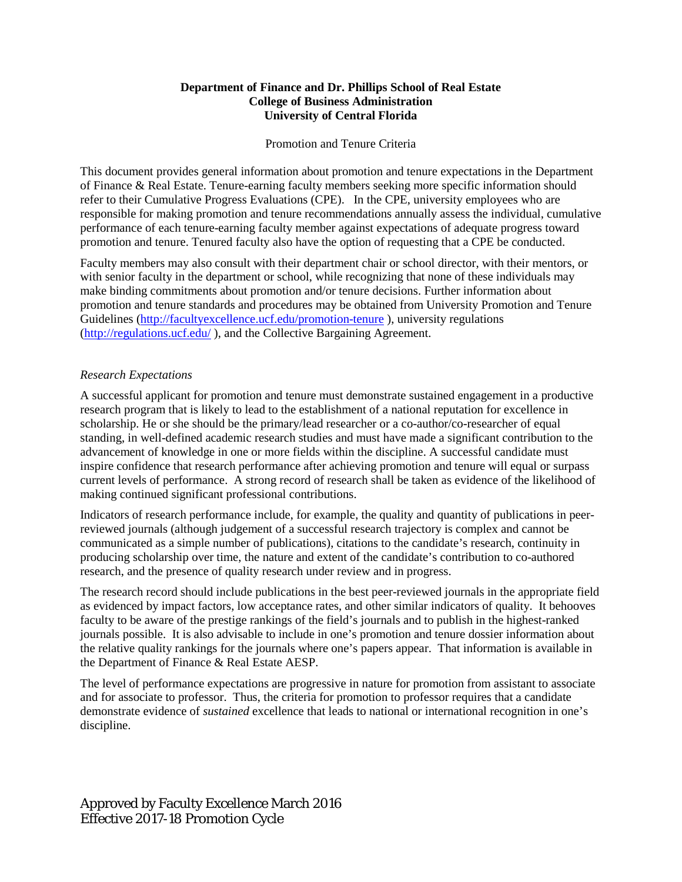**Department of Finance and Dr. Phillips School of Real Estate**
**College of Business Administration**
**University of Central Florida**

Promotion and Tenure Criteria

This document provides general information about promotion and tenure expectations in the Department of Finance & Real Estate. Tenure-earning faculty members seeking more specific information should refer to their Cumulative Progress Evaluations (CPE). In the CPE, university employees who are responsible for making promotion and tenure recommendations annually assess the individual, cumulative performance of each tenure-earning faculty member against expectations of adequate progress toward promotion and tenure. Tenured faculty also have the option of requesting that a CPE be conducted.

Faculty members may also consult with their department chair or school director, with their mentors, or with senior faculty in the department or school, while recognizing that none of these individuals may make binding commitments about promotion and/or tenure decisions. Further information about promotion and tenure standards and procedures may be obtained from University Promotion and Tenure Guidelines (http://facultyexcellence.ucf.edu/promotion-tenure ), university regulations (http://regulations.ucf.edu/ ), and the Collective Bargaining Agreement.

*Research Expectations*

A successful applicant for promotion and tenure must demonstrate sustained engagement in a productive research program that is likely to lead to the establishment of a national reputation for excellence in scholarship. He or she should be the primary/lead researcher or a co-author/co-researcher of equal standing, in well-defined academic research studies and must have made a significant contribution to the advancement of knowledge in one or more fields within the discipline. A successful candidate must inspire confidence that research performance after achieving promotion and tenure will equal or surpass current levels of performance. A strong record of research shall be taken as evidence of the likelihood of making continued significant professional contributions.

Indicators of research performance include, for example, the quality and quantity of publications in peer-reviewed journals (although judgement of a successful research trajectory is complex and cannot be communicated as a simple number of publications), citations to the candidate's research, continuity in producing scholarship over time, the nature and extent of the candidate's contribution to co-authored research, and the presence of quality research under review and in progress.

The research record should include publications in the best peer-reviewed journals in the appropriate field as evidenced by impact factors, low acceptance rates, and other similar indicators of quality. It behooves faculty to be aware of the prestige rankings of the field's journals and to publish in the highest-ranked journals possible. It is also advisable to include in one's promotion and tenure dossier information about the relative quality rankings for the journals where one's papers appear. That information is available in the Department of Finance & Real Estate AESP.

The level of performance expectations are progressive in nature for promotion from assistant to associate and for associate to professor. Thus, the criteria for promotion to professor requires that a candidate demonstrate evidence of *sustained* excellence that leads to national or international recognition in one's discipline.

Approved by Faculty Excellence March 2016
Effective 2017-18 Promotion Cycle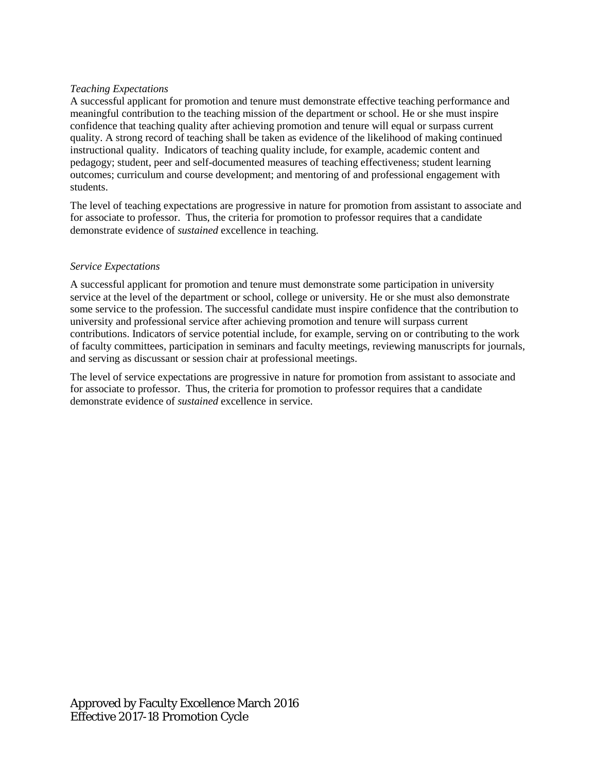*Teaching Expectations*

A successful applicant for promotion and tenure must demonstrate effective teaching performance and meaningful contribution to the teaching mission of the department or school. He or she must inspire confidence that teaching quality after achieving promotion and tenure will equal or surpass current quality. A strong record of teaching shall be taken as evidence of the likelihood of making continued instructional quality. Indicators of teaching quality include, for example, academic content and pedagogy; student, peer and self-documented measures of teaching effectiveness; student learning outcomes; curriculum and course development; and mentoring of and professional engagement with students.

The level of teaching expectations are progressive in nature for promotion from assistant to associate and for associate to professor. Thus, the criteria for promotion to professor requires that a candidate demonstrate evidence of *sustained* excellence in teaching.

*Service Expectations*

A successful applicant for promotion and tenure must demonstrate some participation in university service at the level of the department or school, college or university. He or she must also demonstrate some service to the profession. The successful candidate must inspire confidence that the contribution to university and professional service after achieving promotion and tenure will surpass current contributions. Indicators of service potential include, for example, serving on or contributing to the work of faculty committees, participation in seminars and faculty meetings, reviewing manuscripts for journals, and serving as discussant or session chair at professional meetings.

The level of service expectations are progressive in nature for promotion from assistant to associate and for associate to professor. Thus, the criteria for promotion to professor requires that a candidate demonstrate evidence of *sustained* excellence in service.

Approved by Faculty Excellence March 2016
Effective 2017-18 Promotion Cycle